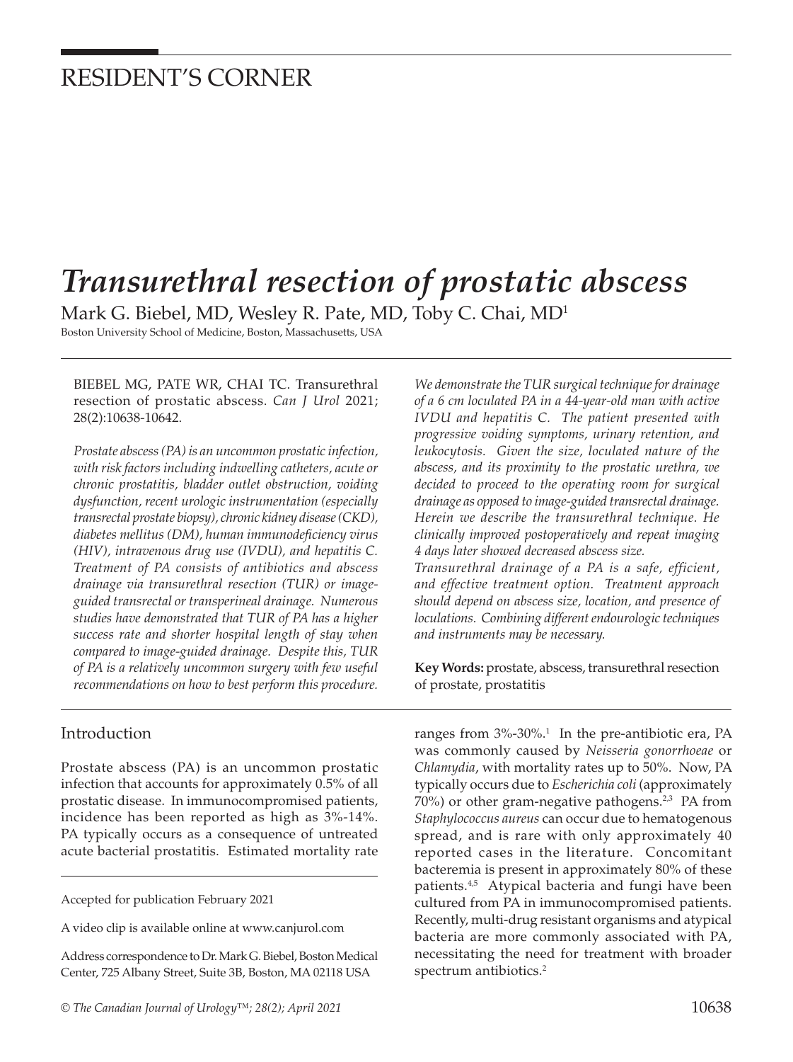RESIDENT'S CORNER

# Transurethral resection of prostatic abscess

Mark G. Biebel, MD, Wesley R. Pate, MD, Toby C. Chai, MD[1]

Boston University School of Medicine, Boston, Massachusetts, USA

BIEBEL MG, PATE WR, CHAI TC. Transurethral resection of prostatic abscess. *Can J Urol* 2021; 28(2):10638-10642.

*Prostate abscess (PA) is an uncommon prostatic infection, with risk factors including indwelling catheters, acute or chronic prostatitis, bladder outlet obstruction, voiding dysfunction, recent urologic instrumentation (especially transrectal prostate biopsy), chronic kidney disease (CKD), diabetes mellitus (DM), human immunodeficiency virus (HIV), intravenous drug use (IVDU), and hepatitis C. Treatment of PA consists of antibiotics and abscess drainage via transurethral resection (TUR) or image-guided transrectal or transperineal drainage. Numerous studies have demonstrated that TUR of PA has a higher success rate and shorter hospital length of stay when compared to image-guided drainage. Despite this, TUR of PA is a relatively uncommon surgery with few useful recommendations on how to best perform this procedure. We demonstrate the TUR surgical technique for drainage of a 6 cm loculated PA in a 44-year-old man with active IVDU and hepatitis C. The patient presented with progressive voiding symptoms, urinary retention, and leukocytosis. Given the size, loculated nature of the abscess, and its proximity to the prostatic urethra, we decided to proceed to the operating room for surgical drainage as opposed to image-guided transrectal drainage. Herein we describe the transurethral technique. He clinically improved postoperatively and repeat imaging 4 days later showed decreased abscess size.*

*Transurethral drainage of a PA is a safe, efficient, and effective treatment option. Treatment approach should depend on abscess size, location, and presence of loculations. Combining different endourologic techniques and instruments may be necessary.*

**Key Words:** prostate, abscess, transurethral resection of prostate, prostatitis

## Introduction

Prostate abscess (PA) is an uncommon prostatic infection that accounts for approximately 0.5% of all prostatic disease. In immunocompromised patients, incidence has been reported as high as 3%-14%. PA typically occurs as a consequence of untreated acute bacterial prostatitis. Estimated mortality rate ranges from 3%-30%.[1] In the pre-antibiotic era, PA was commonly caused by *Neisseria gonorrhoeae* or *Chlamydia*, with mortality rates up to 50%. Now, PA typically occurs due to *Escherichia coli* (approximately 70%) or other gram-negative pathogens.[2,3] PA from *Staphylococcus aureus* can occur due to hematogenous spread, and is rare with only approximately 40 reported cases in the literature. Concomitant bacteremia is present in approximately 80% of these patients.[4,5] Atypical bacteria and fungi have been cultured from PA in immunocompromised patients. Recently, multi-drug resistant organisms and atypical bacteria are more commonly associated with PA, necessitating the need for treatment with broader spectrum antibiotics.[2]

Accepted for publication February 2021

A video clip is available online at www.canjurol.com

Address correspondence to Dr. Mark G. Biebel, Boston Medical Center, 725 Albany Street, Suite 3B, Boston, MA 02118 USA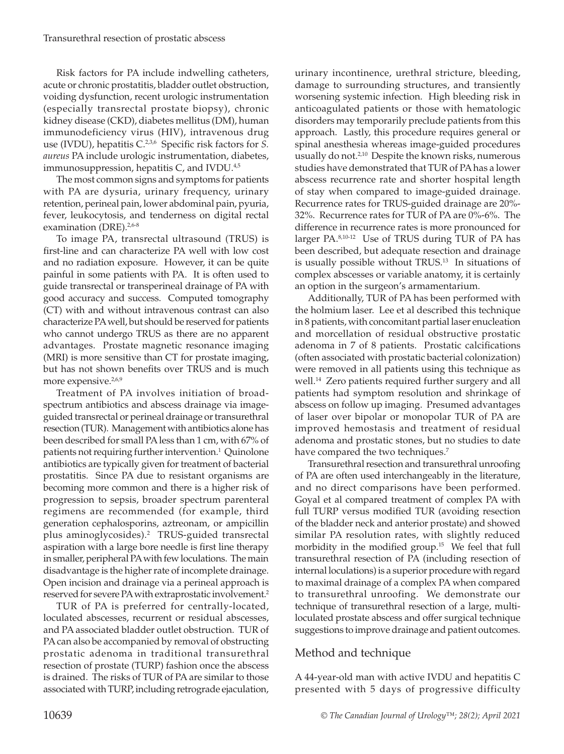Risk factors for PA include indwelling catheters, acute or chronic prostatitis, bladder outlet obstruction, voiding dysfunction, recent urologic instrumentation (especially transrectal prostate biopsy), chronic kidney disease (CKD), diabetes mellitus (DM), human immunodeficiency virus (HIV), intravenous drug use (IVDU), hepatitis C.[2,3,6] Specific risk factors for *S. aureus* PA include urologic instrumentation, diabetes, immunosuppression, hepatitis C, and IVDU.[4,5]

The most common signs and symptoms for patients with PA are dysuria, urinary frequency, urinary retention, perineal pain, lower abdominal pain, pyuria, fever, leukocytosis, and tenderness on digital rectal examination (DRE).[2,6-8]

To image PA, transrectal ultrasound (TRUS) is first-line and can characterize PA well with low cost and no radiation exposure. However, it can be quite painful in some patients with PA. It is often used to guide transrectal or transperineal drainage of PA with good accuracy and success. Computed tomography (CT) with and without intravenous contrast can also characterize PA well, but should be reserved for patients who cannot undergo TRUS as there are no apparent advantages. Prostate magnetic resonance imaging (MRI) is more sensitive than CT for prostate imaging, but has not shown benefits over TRUS and is much more expensive.[2,6,9]

Treatment of PA involves initiation of broad-spectrum antibiotics and abscess drainage via image-guided transrectal or perineal drainage or transurethral resection (TUR). Management with antibiotics alone has been described for small PA less than 1 cm, with 67% of patients not requiring further intervention.[1] Quinolone antibiotics are typically given for treatment of bacterial prostatitis. Since PA due to resistant organisms are becoming more common and there is a higher risk of progression to sepsis, broader spectrum parenteral regimens are recommended (for example, third generation cephalosporins, aztreonam, or ampicillin plus aminoglycosides).[2] TRUS-guided transrectal aspiration with a large bore needle is first line therapy in smaller, peripheral PA with few loculations. The main disadvantage is the higher rate of incomplete drainage. Open incision and drainage via a perineal approach is reserved for severe PA with extraprostatic involvement.[2]

TUR of PA is preferred for centrally-located, loculated abscesses, recurrent or residual abscesses, and PA associated bladder outlet obstruction. TUR of PA can also be accompanied by removal of obstructing prostatic adenoma in traditional transurethral resection of prostate (TURP) fashion once the abscess is drained. The risks of TUR of PA are similar to those associated with TURP, including retrograde ejaculation, urinary incontinence, urethral stricture, bleeding, damage to surrounding structures, and transiently worsening systemic infection. High bleeding risk in anticoagulated patients or those with hematologic disorders may temporarily preclude patients from this approach. Lastly, this procedure requires general or spinal anesthesia whereas image-guided procedures usually do not.[2,10] Despite the known risks, numerous studies have demonstrated that TUR of PA has a lower abscess recurrence rate and shorter hospital length of stay when compared to image-guided drainage. Recurrence rates for TRUS-guided drainage are 20%-32%. Recurrence rates for TUR of PA are 0%-6%. The difference in recurrence rates is more pronounced for larger PA.[8,10-12] Use of TRUS during TUR of PA has been described, but adequate resection and drainage is usually possible without TRUS.[13] In situations of complex abscesses or variable anatomy, it is certainly an option in the surgeon's armamentarium.

Additionally, TUR of PA has been performed with the holmium laser. Lee et al described this technique in 8 patients, with concomitant partial laser enucleation and morcellation of residual obstructive prostatic adenoma in 7 of 8 patients. Prostatic calcifications (often associated with prostatic bacterial colonization) were removed in all patients using this technique as well.[14] Zero patients required further surgery and all patients had symptom resolution and shrinkage of abscess on follow up imaging. Presumed advantages of laser over bipolar or monopolar TUR of PA are improved hemostasis and treatment of residual adenoma and prostatic stones, but no studies to date have compared the two techniques.[7]

Transurethral resection and transurethral unroofing of PA are often used interchangeably in the literature, and no direct comparisons have been performed. Goyal et al compared treatment of complex PA with full TURP versus modified TUR (avoiding resection of the bladder neck and anterior prostate) and showed similar PA resolution rates, with slightly reduced morbidity in the modified group.[15] We feel that full transurethral resection of PA (including resection of internal loculations) is a superior procedure with regard to maximal drainage of a complex PA when compared to transurethral unroofing. We demonstrate our technique of transurethral resection of a large, multi-loculated prostate abscess and offer surgical technique suggestions to improve drainage and patient outcomes.

## Method and technique

A 44-year-old man with active IVDU and hepatitis C presented with 5 days of progressive difficulty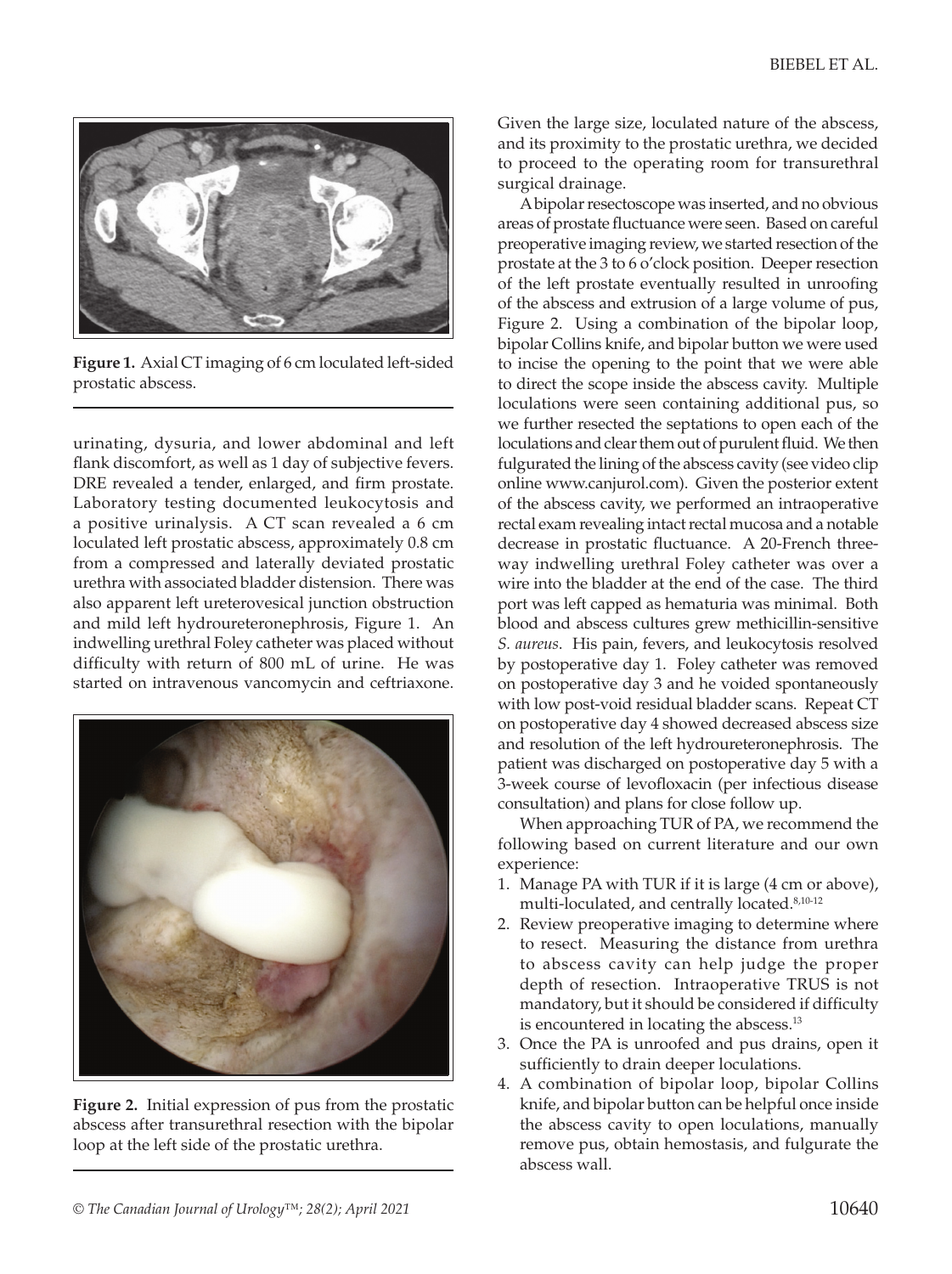**Figure 1.** Axial CT imaging of 6 cm loculated left-sided prostatic abscess.

urinating, dysuria, and lower abdominal and left flank discomfort, as well as 1 day of subjective fevers. DRE revealed a tender, enlarged, and firm prostate. Laboratory testing documented leukocytosis and a positive urinalysis. A CT scan revealed a 6 cm loculated left prostatic abscess, approximately 0.8 cm from a compressed and laterally deviated prostatic urethra with associated bladder distension. There was also apparent left ureterovesical junction obstruction and mild left hydroureteronephrosis, Figure 1. An indwelling urethral Foley catheter was placed without difficulty with return of 800 mL of urine. He was started on intravenous vancomycin and ceftriaxone.

**Figure 2.** Initial expression of pus from the prostatic abscess after transurethral resection with the bipolar loop at the left side of the prostatic urethra.

Given the large size, loculated nature of the abscess, and its proximity to the prostatic urethra, we decided to proceed to the operating room for transurethral surgical drainage.

A bipolar resectoscope was inserted, and no obvious areas of prostate fluctuance were seen. Based on careful preoperative imaging review, we started resection of the prostate at the 3 to 6 o'clock position. Deeper resection of the left prostate eventually resulted in unroofing of the abscess and extrusion of a large volume of pus, Figure 2. Using a combination of the bipolar loop, bipolar Collins knife, and bipolar button we were used to incise the opening to the point that we were able to direct the scope inside the abscess cavity. Multiple loculations were seen containing additional pus, so we further resected the septations to open each of the loculations and clear them out of purulent fluid. We then fulgurated the lining of the abscess cavity (see video clip online www.canjurol.com). Given the posterior extent of the abscess cavity, we performed an intraoperative rectal exam revealing intact rectal mucosa and a notable decrease in prostatic fluctuance. A 20-French three-way indwelling urethral Foley catheter was over a wire into the bladder at the end of the case. The third port was left capped as hematuria was minimal. Both blood and abscess cultures grew methicillin-sensitive *S. aureus*. His pain, fevers, and leukocytosis resolved by postoperative day 1. Foley catheter was removed on postoperative day 3 and he voided spontaneously with low post-void residual bladder scans. Repeat CT on postoperative day 4 showed decreased abscess size and resolution of the left hydroureteronephrosis. The patient was discharged on postoperative day 5 with a 3-week course of levofloxacin (per infectious disease consultation) and plans for close follow up.

When approaching TUR of PA, we recommend the following based on current literature and our own experience:

1. Manage PA with TUR if it is large (4 cm or above), multi-loculated, and centrally located.[8,10-12]
2. Review preoperative imaging to determine where to resect. Measuring the distance from urethra to abscess cavity can help judge the proper depth of resection. Intraoperative TRUS is not mandatory, but it should be considered if difficulty is encountered in locating the abscess.[13]
3. Once the PA is unroofed and pus drains, open it sufficiently to drain deeper loculations.
4. A combination of bipolar loop, bipolar Collins knife, and bipolar button can be helpful once inside the abscess cavity to open loculations, manually remove pus, obtain hemostasis, and fulgurate the abscess wall.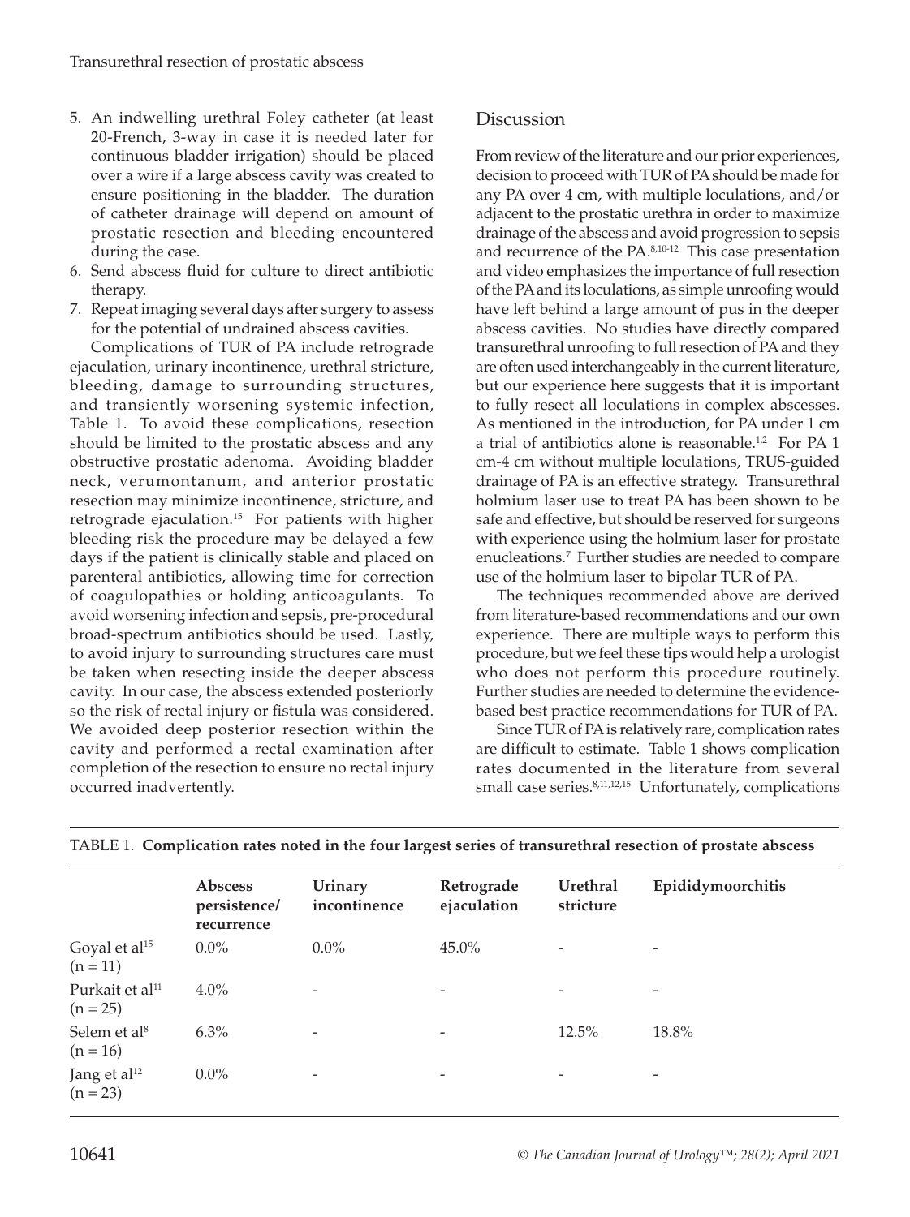5. An indwelling urethral Foley catheter (at least 20-French, 3-way in case it is needed later for continuous bladder irrigation) should be placed over a wire if a large abscess cavity was created to ensure positioning in the bladder. The duration of catheter drainage will depend on amount of prostatic resection and bleeding encountered during the case.
6. Send abscess fluid for culture to direct antibiotic therapy.
7. Repeat imaging several days after surgery to assess for the potential of undrained abscess cavities.

Complications of TUR of PA include retrograde ejaculation, urinary incontinence, urethral stricture, bleeding, damage to surrounding structures, and transiently worsening systemic infection, Table 1. To avoid these complications, resection should be limited to the prostatic abscess and any obstructive prostatic adenoma. Avoiding bladder neck, verumontanum, and anterior prostatic resection may minimize incontinence, stricture, and retrograde ejaculation.[15] For patients with higher bleeding risk the procedure may be delayed a few days if the patient is clinically stable and placed on parenteral antibiotics, allowing time for correction of coagulopathies or holding anticoagulants. To avoid worsening infection and sepsis, pre-procedural broad-spectrum antibiotics should be used. Lastly, to avoid injury to surrounding structures care must be taken when resecting inside the deeper abscess cavity. In our case, the abscess extended posteriorly so the risk of rectal injury or fistula was considered. We avoided deep posterior resection within the cavity and performed a rectal examination after completion of the resection to ensure no rectal injury occurred inadvertently.

## Discussion

From review of the literature and our prior experiences, decision to proceed with TUR of PA should be made for any PA over 4 cm, with multiple loculations, and/or adjacent to the prostatic urethra in order to maximize drainage of the abscess and avoid progression to sepsis and recurrence of the PA.[8,10-12] This case presentation and video emphasizes the importance of full resection of the PA and its loculations, as simple unroofing would have left behind a large amount of pus in the deeper abscess cavities. No studies have directly compared transurethral unroofing to full resection of PA and they are often used interchangeably in the current literature, but our experience here suggests that it is important to fully resect all loculations in complex abscesses. As mentioned in the introduction, for PA under 1 cm a trial of antibiotics alone is reasonable.[1,2] For PA 1 cm-4 cm without multiple loculations, TRUS-guided drainage of PA is an effective strategy. Transurethral holmium laser use to treat PA has been shown to be safe and effective, but should be reserved for surgeons with experience using the holmium laser for prostate enucleations.[7] Further studies are needed to compare use of the holmium laser to bipolar TUR of PA.

The techniques recommended above are derived from literature-based recommendations and our own experience. There are multiple ways to perform this procedure, but we feel these tips would help a urologist who does not perform this procedure routinely. Further studies are needed to determine the evidence-based best practice recommendations for TUR of PA.

Since TUR of PA is relatively rare, complication rates are difficult to estimate. Table 1 shows complication rates documented in the literature from several small case series.[8,11,12,15] Unfortunately, complications

TABLE 1. **Complication rates noted in the four largest series of transurethral resection of prostate abscess**

| | Abscess persistence/ recurrence | Urinary incontinence | Retrograde ejaculation | Urethral stricture | Epididymoorchitis |
|---|---|---|---|---|---|
| Goyal et al[15] (n = 11) | 0.0% | 0.0% | 45.0% | - | - |
| Purkait et al[11] (n = 25) | 4.0% | - | - | - | - |
| Selem et al[8] (n = 16) | 6.3% | - | - | 12.5% | 18.8% |
| Jang et al[12] (n = 23) | 0.0% | - | - | - | - |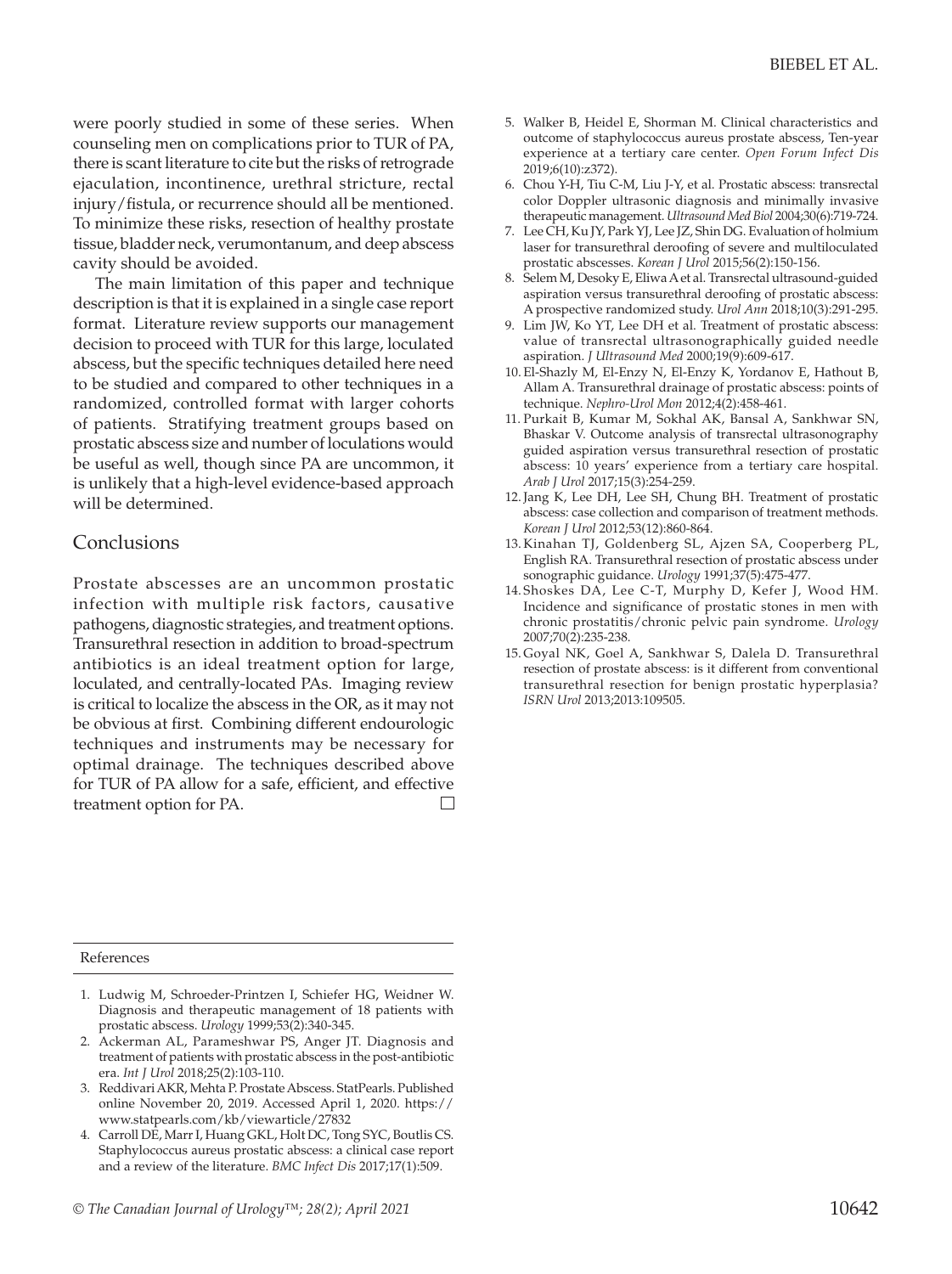were poorly studied in some of these series. When counseling men on complications prior to TUR of PA, there is scant literature to cite but the risks of retrograde ejaculation, incontinence, urethral stricture, rectal injury/fistula, or recurrence should all be mentioned. To minimize these risks, resection of healthy prostate tissue, bladder neck, verumontanum, and deep abscess cavity should be avoided.

The main limitation of this paper and technique description is that it is explained in a single case report format. Literature review supports our management decision to proceed with TUR for this large, loculated abscess, but the specific techniques detailed here need to be studied and compared to other techniques in a randomized, controlled format with larger cohorts of patients. Stratifying treatment groups based on prostatic abscess size and number of loculations would be useful as well, though since PA are uncommon, it is unlikely that a high-level evidence-based approach will be determined.

## Conclusions

Prostate abscesses are an uncommon prostatic infection with multiple risk factors, causative pathogens, diagnostic strategies, and treatment options. Transurethral resection in addition to broad-spectrum antibiotics is an ideal treatment option for large, loculated, and centrally-located PAs. Imaging review is critical to localize the abscess in the OR, as it may not be obvious at first. Combining different endourologic techniques and instruments may be necessary for optimal drainage. The techniques described above for TUR of PA allow for a safe, efficient, and effective treatment option for PA. □

## References

1. Ludwig M, Schroeder-Printzen I, Schiefer HG, Weidner W. Diagnosis and therapeutic management of 18 patients with prostatic abscess. *Urology* 1999;53(2):340-345.
2. Ackerman AL, Parameshwar PS, Anger JT. Diagnosis and treatment of patients with prostatic abscess in the post-antibiotic era. *Int J Urol* 2018;25(2):103-110.
3. Reddivari AKR, Mehta P. Prostate Abscess. StatPearls. Published online November 20, 2019. Accessed April 1, 2020. https://www.statpearls.com/kb/viewarticle/27832
4. Carroll DE, Marr I, Huang GKL, Holt DC, Tong SYC, Boutlis CS. Staphylococcus aureus prostatic abscess: a clinical case report and a review of the literature. *BMC Infect Dis* 2017;17(1):509.
5. Walker B, Heidel E, Shorman M. Clinical characteristics and outcome of staphylococcus aureus prostate abscess, Ten-year experience at a tertiary care center. *Open Forum Infect Dis* 2019;6(10):z372).
6. Chou Y-H, Tiu C-M, Liu J-Y, et al. Prostatic abscess: transrectal color Doppler ultrasonic diagnosis and minimally invasive therapeutic management. *Ultrasound Med Biol* 2004;30(6):719-724.
7. Lee CH, Ku JY, Park YJ, Lee JZ, Shin DG. Evaluation of holmium laser for transurethral deroofing of severe and multiloculated prostatic abscesses. *Korean J Urol* 2015;56(2):150-156.
8. Selem M, Desoky E, Eliwa A et al. Transrectal ultrasound-guided aspiration versus transurethral deroofing of prostatic abscess: A prospective randomized study. *Urol Ann* 2018;10(3):291-295.
9. Lim JW, Ko YT, Lee DH et al. Treatment of prostatic abscess: value of transrectal ultrasonographically guided needle aspiration. *J Ultrasound Med* 2000;19(9):609-617.
10. El-Shazly M, El-Enzy N, El-Enzy K, Yordanov E, Hathout B, Allam A. Transurethral drainage of prostatic abscess: points of technique. *Nephro-Urol Mon* 2012;4(2):458-461.
11. Purkait B, Kumar M, Sokhal AK, Bansal A, Sankhwar SN, Bhaskar V. Outcome analysis of transrectal ultrasonography guided aspiration versus transurethral resection of prostatic abscess: 10 years' experience from a tertiary care hospital. *Arab J Urol* 2017;15(3):254-259.
12. Jang K, Lee DH, Lee SH, Chung BH. Treatment of prostatic abscess: case collection and comparison of treatment methods. *Korean J Urol* 2012;53(12):860-864.
13. Kinahan TJ, Goldenberg SL, Ajzen SA, Cooperberg PL, English RA. Transurethral resection of prostatic abscess under sonographic guidance. *Urology* 1991;37(5):475-477.
14. Shoskes DA, Lee C-T, Murphy D, Kefer J, Wood HM. Incidence and significance of prostatic stones in men with chronic prostatitis/chronic pelvic pain syndrome. *Urology* 2007;70(2):235-238.
15. Goyal NK, Goel A, Sankhwar S, Dalela D. Transurethral resection of prostate abscess: is it different from conventional transurethral resection for benign prostatic hyperplasia? *ISRN Urol* 2013;2013:109505.